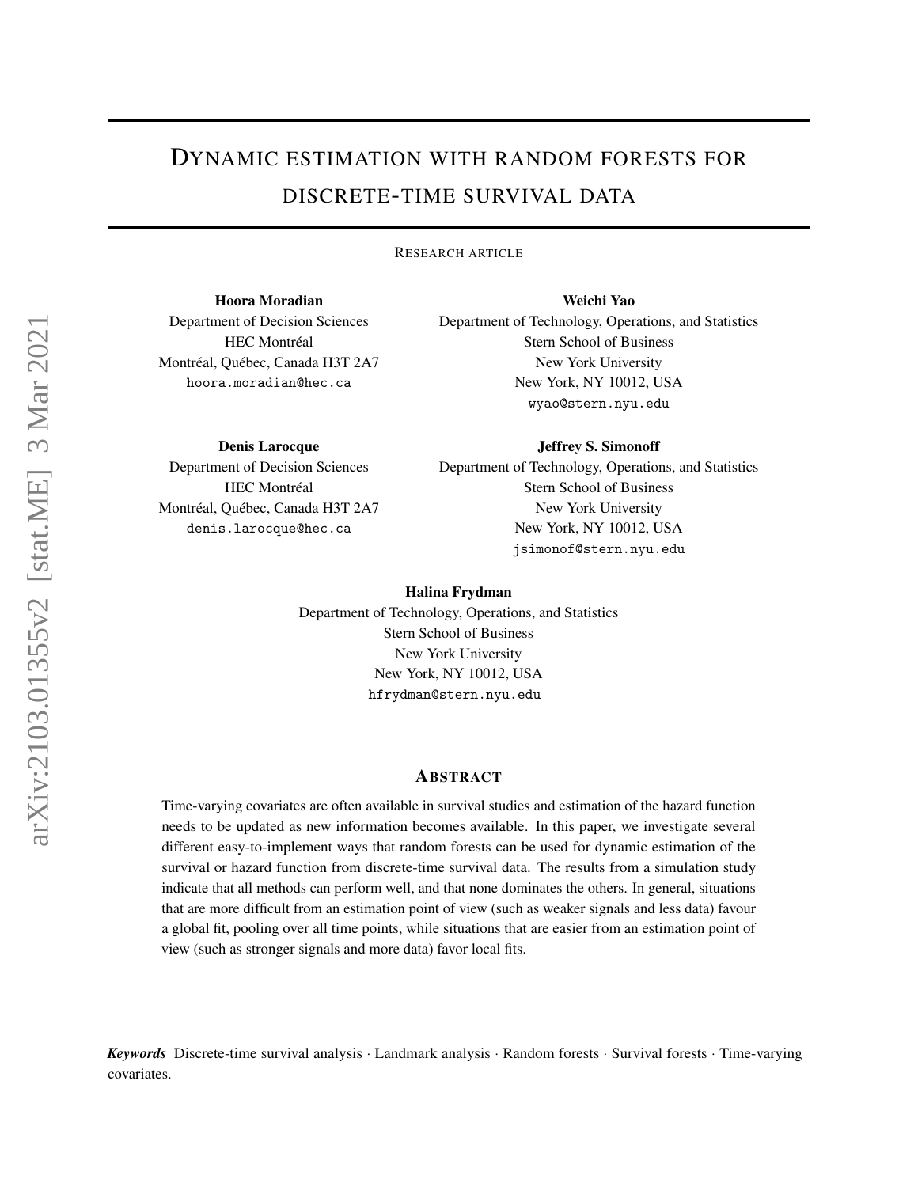# Dynamic estimation with random forests for discrete-time survival data

Research article

**Hoora Moradian**
Department of Decision Sciences
HEC Montréal
Montréal, Québec, Canada H3T 2A7
hoora.moradian@hec.ca

**Weichi Yao**
Department of Technology, Operations, and Statistics
Stern School of Business
New York University
New York, NY 10012, USA
wyao@stern.nyu.edu

**Denis Larocque**
Department of Decision Sciences
HEC Montréal
Montréal, Québec, Canada H3T 2A7
denis.larocque@hec.ca

**Jeffrey S. Simonoff**
Department of Technology, Operations, and Statistics
Stern School of Business
New York University
New York, NY 10012, USA
jsimonof@stern.nyu.edu

**Halina Frydman**
Department of Technology, Operations, and Statistics
Stern School of Business
New York University
New York, NY 10012, USA
hfrydman@stern.nyu.edu

## Abstract

Time-varying covariates are often available in survival studies and estimation of the hazard function needs to be updated as new information becomes available. In this paper, we investigate several different easy-to-implement ways that random forests can be used for dynamic estimation of the survival or hazard function from discrete-time survival data. The results from a simulation study indicate that all methods can perform well, and that none dominates the others. In general, situations that are more difficult from an estimation point of view (such as weaker signals and less data) favour a global fit, pooling over all time points, while situations that are easier from an estimation point of view (such as stronger signals and more data) favor local fits.

***Keywords*** Discrete-time survival analysis · Landmark analysis · Random forests · Survival forests · Time-varying covariates.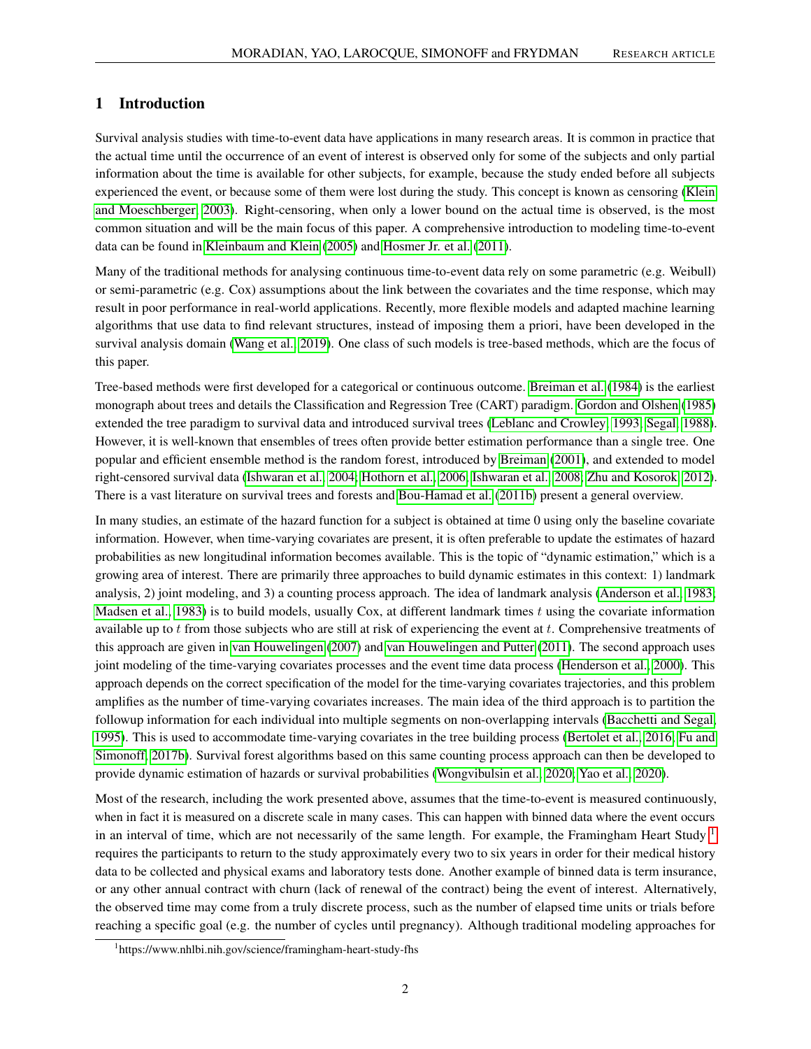# 1 Introduction

Survival analysis studies with time-to-event data have applications in many research areas. It is common in practice that the actual time until the occurrence of an event of interest is observed only for some of the subjects and only partial information about the time is available for other subjects, for example, because the study ended before all subjects experienced the event, or because some of them were lost during the study. This concept is known as censoring (Klein and Moeschberger, 2003). Right-censoring, when only a lower bound on the actual time is observed, is the most common situation and will be the main focus of this paper. A comprehensive introduction to modeling time-to-event data can be found in Kleinbaum and Klein (2005) and Hosmer Jr. et al. (2011).

Many of the traditional methods for analysing continuous time-to-event data rely on some parametric (e.g. Weibull) or semi-parametric (e.g. Cox) assumptions about the link between the covariates and the time response, which may result in poor performance in real-world applications. Recently, more flexible models and adapted machine learning algorithms that use data to find relevant structures, instead of imposing them a priori, have been developed in the survival analysis domain (Wang et al., 2019). One class of such models is tree-based methods, which are the focus of this paper.

Tree-based methods were first developed for a categorical or continuous outcome. Breiman et al. (1984) is the earliest monograph about trees and details the Classification and Regression Tree (CART) paradigm. Gordon and Olshen (1985) extended the tree paradigm to survival data and introduced survival trees (Leblanc and Crowley, 1993; Segal, 1988). However, it is well-known that ensembles of trees often provide better estimation performance than a single tree. One popular and efficient ensemble method is the random forest, introduced by Breiman (2001), and extended to model right-censored survival data (Ishwaran et al., 2004; Hothorn et al., 2006; Ishwaran et al., 2008; Zhu and Kosorok, 2012). There is a vast literature on survival trees and forests and Bou-Hamad et al. (2011b) present a general overview.

In many studies, an estimate of the hazard function for a subject is obtained at time 0 using only the baseline covariate information. However, when time-varying covariates are present, it is often preferable to update the estimates of hazard probabilities as new longitudinal information becomes available. This is the topic of "dynamic estimation," which is a growing area of interest. There are primarily three approaches to build dynamic estimates in this context: 1) landmark analysis, 2) joint modeling, and 3) a counting process approach. The idea of landmark analysis (Anderson et al., 1983; Madsen et al., 1983) is to build models, usually Cox, at different landmark times $t$ using the covariate information available up to $t$ from those subjects who are still at risk of experiencing the event at $t$. Comprehensive treatments of this approach are given in van Houwelingen (2007) and van Houwelingen and Putter (2011). The second approach uses joint modeling of the time-varying covariates processes and the event time data process (Henderson et al., 2000). This approach depends on the correct specification of the model for the time-varying covariates trajectories, and this problem amplifies as the number of time-varying covariates increases. The main idea of the third approach is to partition the followup information for each individual into multiple segments on non-overlapping intervals (Bacchetti and Segal, 1995). This is used to accommodate time-varying covariates in the tree building process (Bertolet et al., 2016; Fu and Simonoff, 2017b). Survival forest algorithms based on this same counting process approach can then be developed to provide dynamic estimation of hazards or survival probabilities (Wongvibulsin et al., 2020; Yao et al., 2020).

Most of the research, including the work presented above, assumes that the time-to-event is measured continuously, when in fact it is measured on a discrete scale in many cases. This can happen with binned data where the event occurs in an interval of time, which are not necessarily of the same length. For example, the Framingham Heart Study [1] requires the participants to return to the study approximately every two to six years in order for their medical history data to be collected and physical exams and laboratory tests done. Another example of binned data is term insurance, or any other annual contract with churn (lack of renewal of the contract) being the event of interest. Alternatively, the observed time may come from a truly discrete process, such as the number of elapsed time units or trials before reaching a specific goal (e.g. the number of cycles until pregnancy). Although traditional modeling approaches for

[1] https://www.nhlbi.nih.gov/science/framingham-heart-study-fhs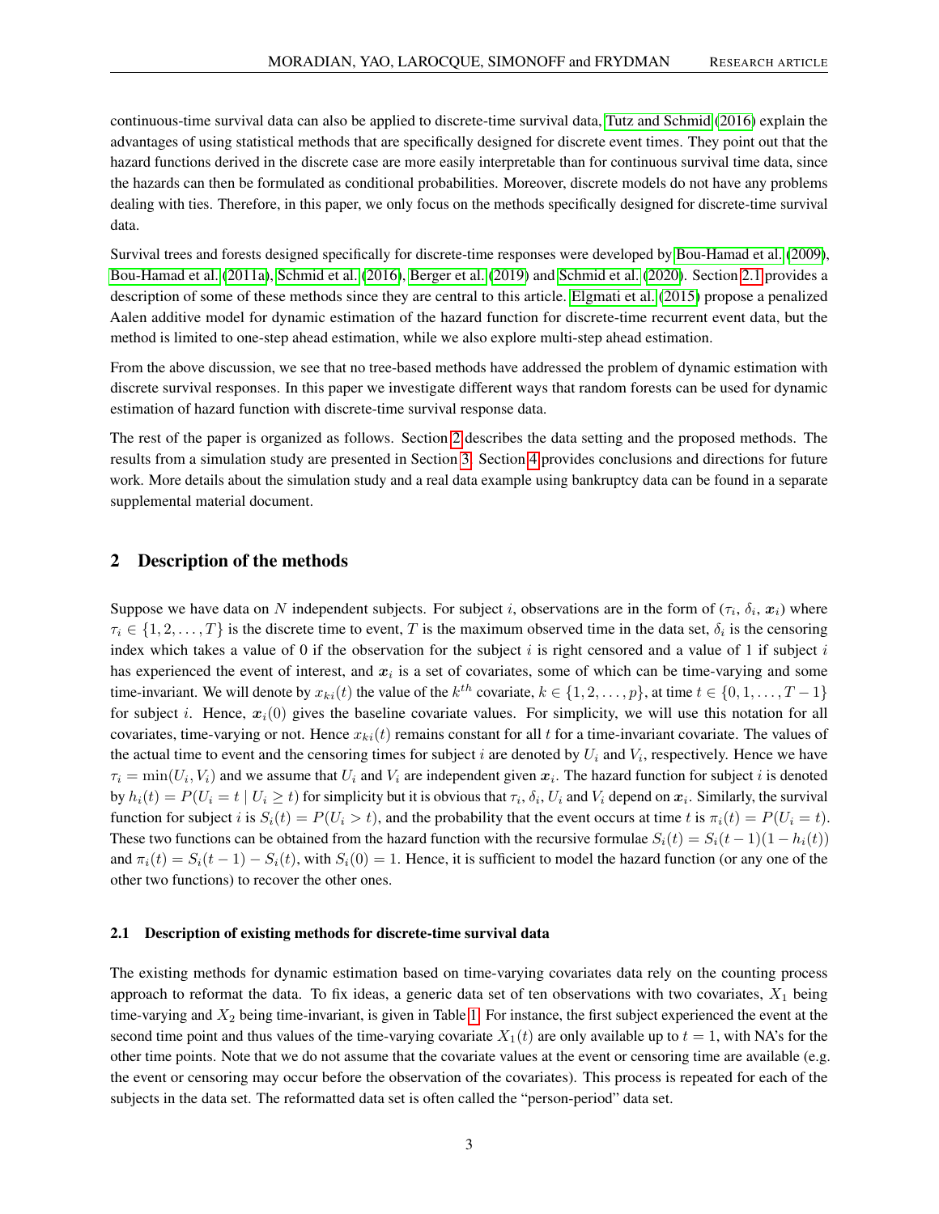continuous-time survival data can also be applied to discrete-time survival data, Tutz and Schmid (2016) explain the advantages of using statistical methods that are specifically designed for discrete event times. They point out that the hazard functions derived in the discrete case are more easily interpretable than for continuous survival time data, since the hazards can then be formulated as conditional probabilities. Moreover, discrete models do not have any problems dealing with ties. Therefore, in this paper, we only focus on the methods specifically designed for discrete-time survival data.

Survival trees and forests designed specifically for discrete-time responses were developed by Bou-Hamad et al. (2009), Bou-Hamad et al. (2011a), Schmid et al. (2016), Berger et al. (2019) and Schmid et al. (2020). Section 2.1 provides a description of some of these methods since they are central to this article. Elgmati et al. (2015) propose a penalized Aalen additive model for dynamic estimation of the hazard function for discrete-time recurrent event data, but the method is limited to one-step ahead estimation, while we also explore multi-step ahead estimation.

From the above discussion, we see that no tree-based methods have addressed the problem of dynamic estimation with discrete survival responses. In this paper we investigate different ways that random forests can be used for dynamic estimation of hazard function with discrete-time survival response data.

The rest of the paper is organized as follows. Section 2 describes the data setting and the proposed methods. The results from a simulation study are presented in Section 3. Section 4 provides conclusions and directions for future work. More details about the simulation study and a real data example using bankruptcy data can be found in a separate supplemental material document.

## 2 Description of the methods

Suppose we have data on $N$ independent subjects. For subject $i$, observations are in the form of ($\tau_i$, $\delta_i$, $\boldsymbol{x}_i$) where $\tau_i \in \{1, 2, \ldots, T\}$ is the discrete time to event, $T$ is the maximum observed time in the data set, $\delta_i$ is the censoring index which takes a value of 0 if the observation for the subject $i$ is right censored and a value of 1 if subject $i$ has experienced the event of interest, and $\boldsymbol{x}_i$ is a set of covariates, some of which can be time-varying and some time-invariant. We will denote by $x_{ki}(t)$ the value of the $k^{th}$ covariate, $k \in \{1, 2, \ldots, p\}$, at time $t \in \{0, 1, \ldots, T-1\}$ for subject $i$. Hence, $\boldsymbol{x}_i(0)$ gives the baseline covariate values. For simplicity, we will use this notation for all covariates, time-varying or not. Hence $x_{ki}(t)$ remains constant for all $t$ for a time-invariant covariate. The values of the actual time to event and the censoring times for subject $i$ are denoted by $U_i$ and $V_i$, respectively. Hence we have $\tau_i = \min(U_i, V_i)$ and we assume that $U_i$ and $V_i$ are independent given $\boldsymbol{x}_i$. The hazard function for subject $i$ is denoted by $h_i(t) = P(U_i = t \mid U_i \geq t)$ for simplicity but it is obvious that $\tau_i$, $\delta_i$, $U_i$ and $V_i$ depend on $\boldsymbol{x}_i$. Similarly, the survival function for subject $i$ is $S_i(t) = P(U_i > t)$, and the probability that the event occurs at time $t$ is $\pi_i(t) = P(U_i = t)$. These two functions can be obtained from the hazard function with the recursive formulae $S_i(t) = S_i(t-1)(1 - h_i(t))$ and $\pi_i(t) = S_i(t-1) - S_i(t)$, with $S_i(0) = 1$. Hence, it is sufficient to model the hazard function (or any one of the other two functions) to recover the other ones.

### 2.1 Description of existing methods for discrete-time survival data

The existing methods for dynamic estimation based on time-varying covariates data rely on the counting process approach to reformat the data. To fix ideas, a generic data set of ten observations with two covariates, $X_1$ being time-varying and $X_2$ being time-invariant, is given in Table 1. For instance, the first subject experienced the event at the second time point and thus values of the time-varying covariate $X_1(t)$ are only available up to $t = 1$, with NA's for the other time points. Note that we do not assume that the covariate values at the event or censoring time are available (e.g. the event or censoring may occur before the observation of the covariates). This process is repeated for each of the subjects in the data set. The reformatted data set is often called the "person-period" data set.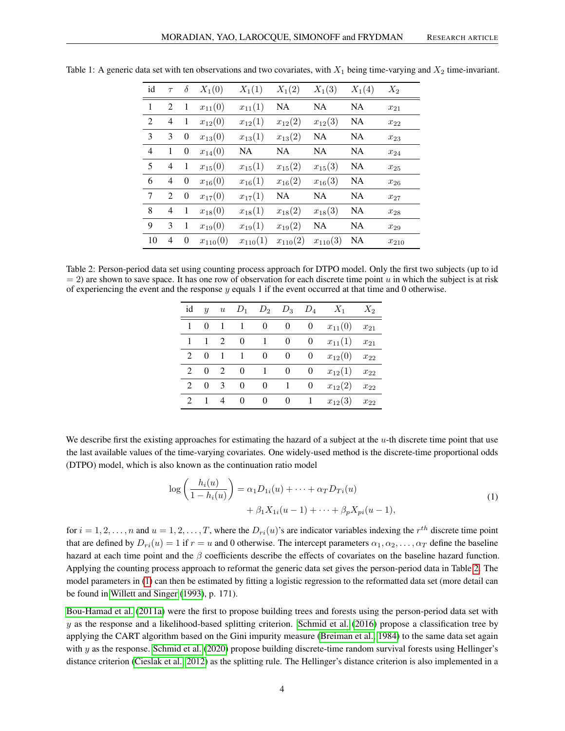Table 1: A generic data set with ten observations and two covariates, with $X_1$ being time-varying and $X_2$ time-invariant.

| id | $\tau$ | $\delta$ | $X_1(0)$ | $X_1(1)$ | $X_1(2)$ | $X_1(3)$ | $X_1(4)$ | $X_2$ |
|---|---|---|---|---|---|---|---|---|
| 1 | 2 | 1 | $x_{11}(0)$ | $x_{11}(1)$ | NA | NA | NA | $x_{21}$ |
| 2 | 4 | 1 | $x_{12}(0)$ | $x_{12}(1)$ | $x_{12}(2)$ | $x_{12}(3)$ | NA | $x_{22}$ |
| 3 | 3 | 0 | $x_{13}(0)$ | $x_{13}(1)$ | $x_{13}(2)$ | NA | NA | $x_{23}$ |
| 4 | 1 | 0 | $x_{14}(0)$ | NA | NA | NA | NA | $x_{24}$ |
| 5 | 4 | 1 | $x_{15}(0)$ | $x_{15}(1)$ | $x_{15}(2)$ | $x_{15}(3)$ | NA | $x_{25}$ |
| 6 | 4 | 0 | $x_{16}(0)$ | $x_{16}(1)$ | $x_{16}(2)$ | $x_{16}(3)$ | NA | $x_{26}$ |
| 7 | 2 | 0 | $x_{17}(0)$ | $x_{17}(1)$ | NA | NA | NA | $x_{27}$ |
| 8 | 4 | 1 | $x_{18}(0)$ | $x_{18}(1)$ | $x_{18}(2)$ | $x_{18}(3)$ | NA | $x_{28}$ |
| 9 | 3 | 1 | $x_{19}(0)$ | $x_{19}(1)$ | $x_{19}(2)$ | NA | NA | $x_{29}$ |
| 10 | 4 | 0 | $x_{110}(0)$ | $x_{110}(1)$ | $x_{110}(2)$ | $x_{110}(3)$ | NA | $x_{210}$ |

Table 2: Person-period data set using counting process approach for DTPO model. Only the first two subjects (up to id = 2) are shown to save space. It has one row of observation for each discrete time point $u$ in which the subject is at risk of experiencing the event and the response $y$ equals 1 if the event occurred at that time and 0 otherwise.

| id | $y$ | $u$ | $D_1$ | $D_2$ | $D_3$ | $D_4$ | $X_1$ | $X_2$ |
|---|---|---|---|---|---|---|---|---|
| 1 | 0 | 1 | 1 | 0 | 0 | 0 | $x_{11}(0)$ | $x_{21}$ |
| 1 | 1 | 2 | 0 | 1 | 0 | 0 | $x_{11}(1)$ | $x_{21}$ |
| 2 | 0 | 1 | 1 | 0 | 0 | 0 | $x_{12}(0)$ | $x_{22}$ |
| 2 | 0 | 2 | 0 | 1 | 0 | 0 | $x_{12}(1)$ | $x_{22}$ |
| 2 | 0 | 3 | 0 | 0 | 1 | 0 | $x_{12}(2)$ | $x_{22}$ |
| 2 | 1 | 4 | 0 | 0 | 0 | 1 | $x_{12}(3)$ | $x_{22}$ |

We describe first the existing approaches for estimating the hazard of a subject at the $u$-th discrete time point that use the last available values of the time-varying covariates. One widely-used method is the discrete-time proportional odds (DTPO) model, which is also known as the continuation ratio model

$$\log\left(\frac{h_i(u)}{1-h_i(u)}\right) = \alpha_1 D_{1i}(u) + \cdots + \alpha_T D_{Ti}(u) + \beta_1 X_{1i}(u-1) + \cdots + \beta_p X_{pi}(u-1), \tag{1}$$

for $i = 1, 2, \ldots, n$ and $u = 1, 2, \ldots, T$, where the $D_{ri}(u)$'s are indicator variables indexing the $r^{th}$ discrete time point that are defined by $D_{ri}(u) = 1$ if $r = u$ and 0 otherwise. The intercept parameters $\alpha_1, \alpha_2, \ldots, \alpha_T$ define the baseline hazard at each time point and the $\beta$ coefficients describe the effects of covariates on the baseline hazard function. Applying the counting process approach to reformat the generic data set gives the person-period data in Table 2. The model parameters in (1) can then be estimated by fitting a logistic regression to the reformatted data set (more detail can be found in Willett and Singer (1993), p. 171).

Bou-Hamad et al. (2011a) were the first to propose building trees and forests using the person-period data set with $y$ as the response and a likelihood-based splitting criterion. Schmid et al. (2016) propose a classification tree by applying the CART algorithm based on the Gini impurity measure (Breiman et al., 1984) to the same data set again with $y$ as the response. Schmid et al. (2020) propose building discrete-time random survival forests using Hellinger's distance criterion (Cieslak et al., 2012) as the splitting rule. The Hellinger's distance criterion is also implemented in a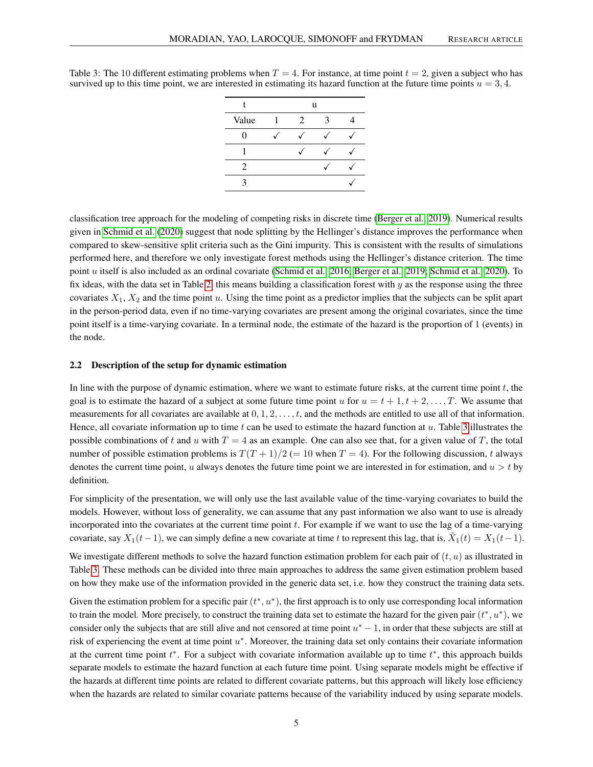Table 3: The 10 different estimating problems when $T = 4$. For instance, at time point $t = 2$, given a subject who has survived up to this time point, we are interested in estimating its hazard function at the future time points $u = 3, 4$.

| t | u | | | |
|---|---|---|---|---|
| Value | 1 | 2 | 3 | 4 |
| 0 | ✓ | ✓ | ✓ | ✓ |
| 1 | | ✓ | ✓ | ✓ |
| 2 | | | ✓ | ✓ |
| 3 | | | | ✓ |

classification tree approach for the modeling of competing risks in discrete time (Berger et al., 2019). Numerical results given in Schmid et al. (2020) suggest that node splitting by the Hellinger's distance improves the performance when compared to skew-sensitive split criteria such as the Gini impurity. This is consistent with the results of simulations performed here, and therefore we only investigate forest methods using the Hellinger's distance criterion. The time point $u$ itself is also included as an ordinal covariate (Schmid et al., 2016; Berger et al., 2019; Schmid et al., 2020). To fix ideas, with the data set in Table 2, this means building a classification forest with $y$ as the response using the three covariates $X_1$, $X_2$ and the time point $u$. Using the time point as a predictor implies that the subjects can be split apart in the person-period data, even if no time-varying covariates are present among the original covariates, since the time point itself is a time-varying covariate. In a terminal node, the estimate of the hazard is the proportion of 1 (events) in the node.

### 2.2 Description of the setup for dynamic estimation

In line with the purpose of dynamic estimation, where we want to estimate future risks, at the current time point $t$, the goal is to estimate the hazard of a subject at some future time point $u$ for $u = t + 1, t + 2, \ldots, T$. We assume that measurements for all covariates are available at $0, 1, 2, \ldots, t$, and the methods are entitled to use all of that information. Hence, all covariate information up to time $t$ can be used to estimate the hazard function at $u$. Table 3 illustrates the possible combinations of $t$ and $u$ with $T = 4$ as an example. One can also see that, for a given value of $T$, the total number of possible estimation problems is $T(T + 1)/2$ ($= 10$ when $T = 4$). For the following discussion, $t$ always denotes the current time point, $u$ always denotes the future time point we are interested in for estimation, and $u > t$ by definition.

For simplicity of the presentation, we will only use the last available value of the time-varying covariates to build the models. However, without loss of generality, we can assume that any past information we also want to use is already incorporated into the covariates at the current time point $t$. For example if we want to use the lag of a time-varying covariate, say $X_1(t-1)$, we can simply define a new covariate at time $t$ to represent this lag, that is, $\tilde{X}_1(t) = X_1(t-1)$.

We investigate different methods to solve the hazard function estimation problem for each pair of $(t, u)$ as illustrated in Table 3. These methods can be divided into three main approaches to address the same given estimation problem based on how they make use of the information provided in the generic data set, i.e. how they construct the training data sets.

Given the estimation problem for a specific pair $(t^*, u^*)$, the first approach is to only use corresponding local information to train the model. More precisely, to construct the training data set to estimate the hazard for the given pair $(t^*, u^*)$, we consider only the subjects that are still alive and not censored at time point $u^* - 1$, in order that these subjects are still at risk of experiencing the event at time point $u^*$. Moreover, the training data set only contains their covariate information at the current time point $t^*$. For a subject with covariate information available up to time $t^*$, this approach builds separate models to estimate the hazard function at each future time point. Using separate models might be effective if the hazards at different time points are related to different covariate patterns, but this approach will likely lose efficiency when the hazards are related to similar covariate patterns because of the variability induced by using separate models.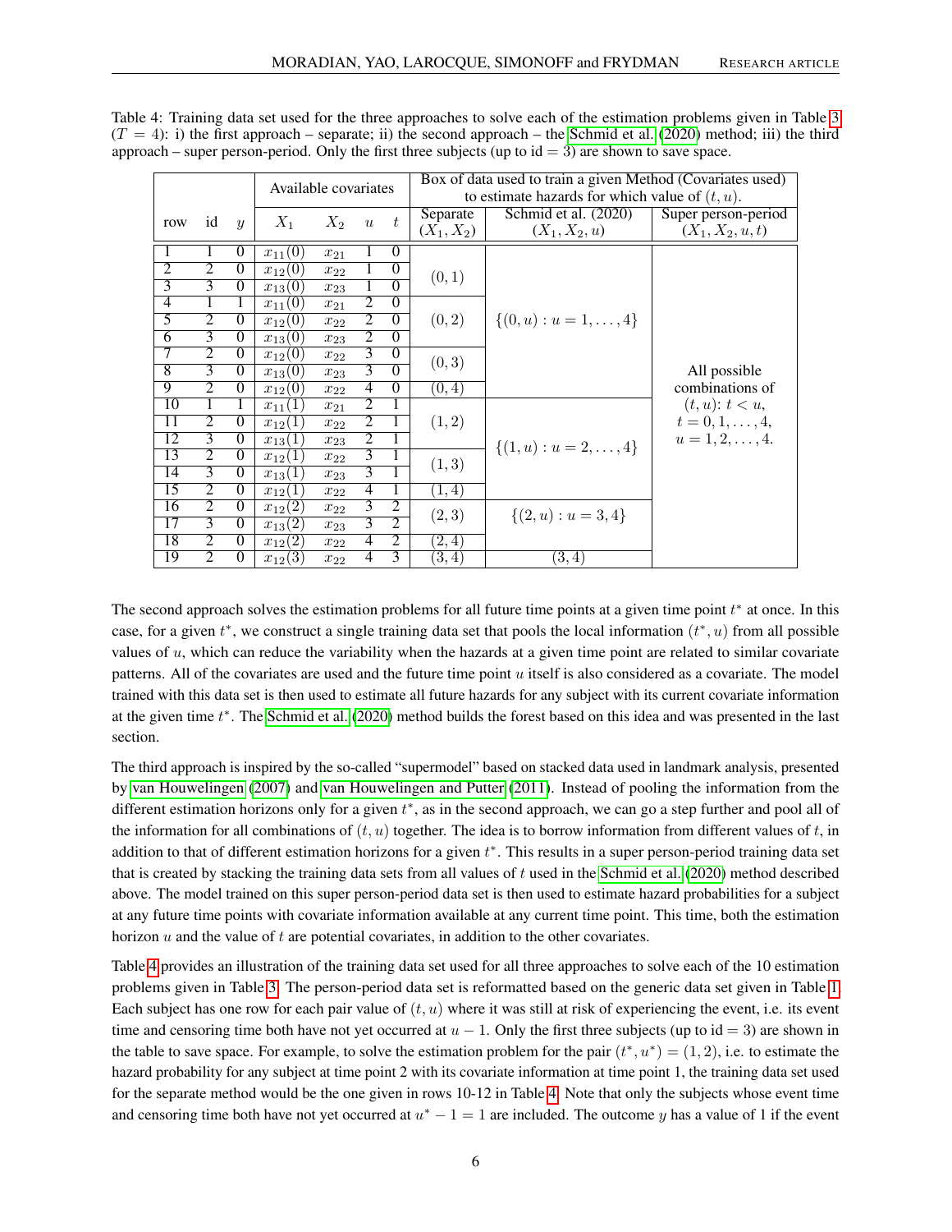Table 4: Training data set used for the three approaches to solve each of the estimation problems given in Table 3 ($T = 4$): i) the first approach – separate; ii) the second approach – the Schmid et al. (2020) method; iii) the third approach – super person-period. Only the first three subjects (up to id = 3) are shown to save space.

| row | id | $y$ | Available covariates $X_1$ | $X_2$ | $u$ | $t$ | Box of data used to train a given Method (Covariates used) to estimate hazards for which value of $(t, u)$. Separate $(X_1, X_2)$ | Schmid et al. (2020) $(X_1, X_2, u)$ | Super person-period $(X_1, X_2, u, t)$ |
|---|---|---|---|---|---|---|---|---|---|
| 1 | 1 | 0 | $x_{11}(0)$ | $x_{21}$ | 1 | 0 | $(0,1)$ | $\{(0,u) : u = 1, \ldots, 4\}$ | All possible combinations of $(t, u)$: $t < u$, $t = 0, 1, \ldots, 4$, $u = 1, 2, \ldots, 4$. |
| 2 | 2 | 0 | $x_{12}(0)$ | $x_{22}$ | 1 | 0 | | | |
| 3 | 3 | 0 | $x_{13}(0)$ | $x_{23}$ | 1 | 0 | | | |
| 4 | 1 | 1 | $x_{11}(0)$ | $x_{21}$ | 2 | 0 | $(0,2)$ | | |
| 5 | 2 | 0 | $x_{12}(0)$ | $x_{22}$ | 2 | 0 | | | |
| 6 | 3 | 0 | $x_{13}(0)$ | $x_{23}$ | 2 | 0 | | | |
| 7 | 2 | 0 | $x_{12}(0)$ | $x_{22}$ | 3 | 0 | $(0,3)$ | | |
| 8 | 3 | 0 | $x_{13}(0)$ | $x_{23}$ | 3 | 0 | | | |
| 9 | 2 | 0 | $x_{12}(0)$ | $x_{22}$ | 4 | 0 | $(0,4)$ | | |
| 10 | 1 | 1 | $x_{11}(1)$ | $x_{21}$ | 2 | 1 | $(1,2)$ | $\{(1,u) : u = 2, \ldots, 4\}$ | |
| 11 | 2 | 0 | $x_{12}(1)$ | $x_{22}$ | 2 | 1 | | | |
| 12 | 3 | 0 | $x_{13}(1)$ | $x_{23}$ | 2 | 1 | | | |
| 13 | 2 | 0 | $x_{12}(1)$ | $x_{22}$ | 3 | 1 | $(1,3)$ | | |
| 14 | 3 | 0 | $x_{13}(1)$ | $x_{23}$ | 3 | 1 | | | |
| 15 | 2 | 0 | $x_{12}(1)$ | $x_{22}$ | 4 | 1 | $(1,4)$ | | |
| 16 | 2 | 0 | $x_{12}(2)$ | $x_{22}$ | 3 | 2 | $(2,3)$ | $\{(2,u) : u = 3, 4\}$ | |
| 17 | 3 | 0 | $x_{13}(2)$ | $x_{23}$ | 3 | 2 | | | |
| 18 | 2 | 0 | $x_{12}(2)$ | $x_{22}$ | 4 | 2 | $(2,4)$ | | |
| 19 | 2 | 0 | $x_{12}(3)$ | $x_{22}$ | 4 | 3 | $(3,4)$ | $(3,4)$ | |

The second approach solves the estimation problems for all future time points at a given time point $t^*$ at once. In this case, for a given $t^*$, we construct a single training data set that pools the local information $(t^*, u)$ from all possible values of $u$, which can reduce the variability when the hazards at a given time point are related to similar covariate patterns. All of the covariates are used and the future time point $u$ itself is also considered as a covariate. The model trained with this data set is then used to estimate all future hazards for any subject with its current covariate information at the given time $t^*$. The Schmid et al. (2020) method builds the forest based on this idea and was presented in the last section.

The third approach is inspired by the so-called "supermodel" based on stacked data used in landmark analysis, presented by van Houwelingen (2007) and van Houwelingen and Putter (2011). Instead of pooling the information from the different estimation horizons only for a given $t^*$, as in the second approach, we can go a step further and pool all of the information for all combinations of $(t, u)$ together. The idea is to borrow information from different values of $t$, in addition to that of different estimation horizons for a given $t^*$. This results in a super person-period training data set that is created by stacking the training data sets from all values of $t$ used in the Schmid et al. (2020) method described above. The model trained on this super person-period data set is then used to estimate hazard probabilities for a subject at any future time points with covariate information available at any current time point. This time, both the estimation horizon $u$ and the value of $t$ are potential covariates, in addition to the other covariates.

Table 4 provides an illustration of the training data set used for all three approaches to solve each of the 10 estimation problems given in Table 3. The person-period data set is reformatted based on the generic data set given in Table 1. Each subject has one row for each pair value of $(t, u)$ where it was still at risk of experiencing the event, i.e. its event time and censoring time both have not yet occurred at $u - 1$. Only the first three subjects (up to id = 3) are shown in the table to save space. For example, to solve the estimation problem for the pair $(t^*, u^*) = (1, 2)$, i.e. to estimate the hazard probability for any subject at time point 2 with its covariate information at time point 1, the training data set used for the separate method would be the one given in rows 10-12 in Table 4. Note that only the subjects whose event time and censoring time both have not yet occurred at $u^* - 1 = 1$ are included. The outcome $y$ has a value of 1 if the event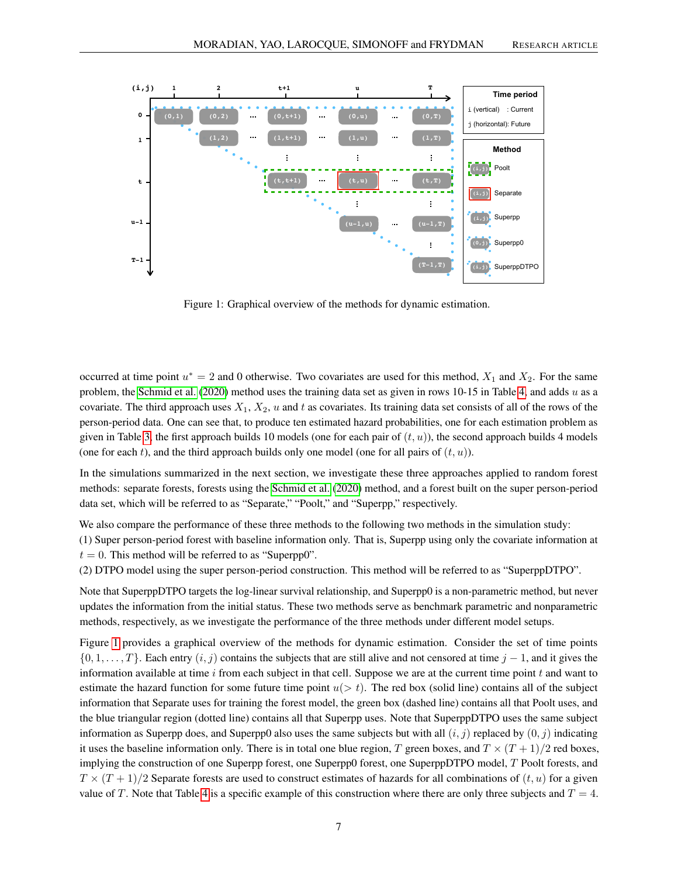Figure 1: Graphical overview of the methods for dynamic estimation.

occurred at time point $u^* = 2$ and 0 otherwise. Two covariates are used for this method, $X_1$ and $X_2$. For the same problem, the Schmid et al. (2020) method uses the training data set as given in rows 10-15 in Table 4, and adds $u$ as a covariate. The third approach uses $X_1$, $X_2$, $u$ and $t$ as covariates. Its training data set consists of all of the rows of the person-period data. One can see that, to produce ten estimated hazard probabilities, one for each estimation problem as given in Table 3, the first approach builds 10 models (one for each pair of $(t, u)$), the second approach builds 4 models (one for each $t$), and the third approach builds only one model (one for all pairs of $(t, u)$).

In the simulations summarized in the next section, we investigate these three approaches applied to random forest methods: separate forests, forests using the Schmid et al. (2020) method, and a forest built on the super person-period data set, which will be referred to as "Separate," "Poolt," and "Superpp," respectively.

We also compare the performance of these three methods to the following two methods in the simulation study:
(1) Super person-period forest with baseline information only. That is, Superpp using only the covariate information at $t = 0$. This method will be referred to as "Superpp0".
(2) DTPO model using the super person-period construction. This method will be referred to as "SuperppDTPO".

Note that SuperppDTPO targets the log-linear survival relationship, and Superpp0 is a non-parametric method, but never updates the information from the initial status. These two methods serve as benchmark parametric and nonparametric methods, respectively, as we investigate the performance of the three methods under different model setups.

Figure 1 provides a graphical overview of the methods for dynamic estimation. Consider the set of time points $\{0, 1, \ldots, T\}$. Each entry $(i, j)$ contains the subjects that are still alive and not censored at time $j - 1$, and it gives the information available at time $i$ from each subject in that cell. Suppose we are at the current time point $t$ and want to estimate the hazard function for some future time point $u(> t)$. The red box (solid line) contains all of the subject information that Separate uses for training the forest model, the green box (dashed line) contains all that Poolt uses, and the blue triangular region (dotted line) contains all that Superpp uses. Note that SuperppDTPO uses the same subject information as Superpp does, and Superpp0 also uses the same subjects but with all $(i, j)$ replaced by $(0, j)$ indicating it uses the baseline information only. There is in total one blue region, $T$ green boxes, and $T \times (T + 1)/2$ red boxes, implying the construction of one Superpp forest, one Superpp0 forest, one SuperppDTPO model, $T$ Poolt forests, and $T \times (T + 1)/2$ Separate forests are used to construct estimates of hazards for all combinations of $(t, u)$ for a given value of $T$. Note that Table 4 is a specific example of this construction where there are only three subjects and $T = 4$.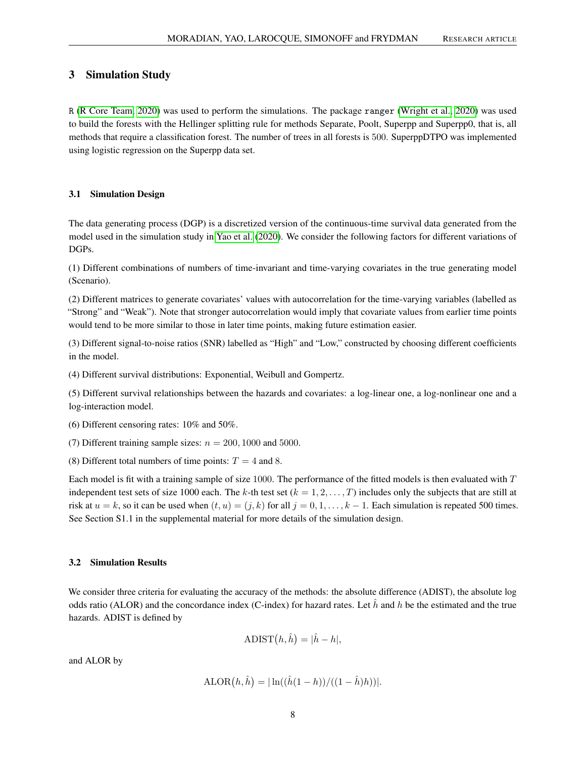## 3 Simulation Study

R (R Core Team, 2020) was used to perform the simulations. The package `ranger` (Wright et al., 2020) was used to build the forests with the Hellinger splitting rule for methods Separate, Poolt, Superpp and Superpp0, that is, all methods that require a classification forest. The number of trees in all forests is 500. SuperppDTPO was implemented using logistic regression on the Superpp data set.

### 3.1 Simulation Design

The data generating process (DGP) is a discretized version of the continuous-time survival data generated from the model used in the simulation study in Yao et al. (2020). We consider the following factors for different variations of DGPs.

(1) Different combinations of numbers of time-invariant and time-varying covariates in the true generating model (Scenario).

(2) Different matrices to generate covariates' values with autocorrelation for the time-varying variables (labelled as "Strong" and "Weak"). Note that stronger autocorrelation would imply that covariate values from earlier time points would tend to be more similar to those in later time points, making future estimation easier.

(3) Different signal-to-noise ratios (SNR) labelled as "High" and "Low," constructed by choosing different coefficients in the model.

(4) Different survival distributions: Exponential, Weibull and Gompertz.

(5) Different survival relationships between the hazards and covariates: a log-linear one, a log-nonlinear one and a log-interaction model.

(6) Different censoring rates: 10% and 50%.

(7) Different training sample sizes: $n = 200, 1000$ and $5000$.

(8) Different total numbers of time points: $T = 4$ and $8$.

Each model is fit with a training sample of size 1000. The performance of the fitted models is then evaluated with $T$ independent test sets of size 1000 each. The $k$-th test set ($k = 1, 2, \ldots, T$) includes only the subjects that are still at risk at $u = k$, so it can be used when $(t, u) = (j, k)$ for all $j = 0, 1, \ldots, k-1$. Each simulation is repeated 500 times. See Section S1.1 in the supplemental material for more details of the simulation design.

### 3.2 Simulation Results

We consider three criteria for evaluating the accuracy of the methods: the absolute difference (ADIST), the absolute log odds ratio (ALOR) and the concordance index (C-index) for hazard rates. Let $\hat{h}$ and $h$ be the estimated and the true hazards. ADIST is defined by

$$\text{ADIST}(h, \hat{h}) = |\hat{h} - h|,$$

and ALOR by

$$\text{ALOR}(h, \hat{h}) = |\ln((\hat{h}(1-h))/((1-\hat{h})h))|.$$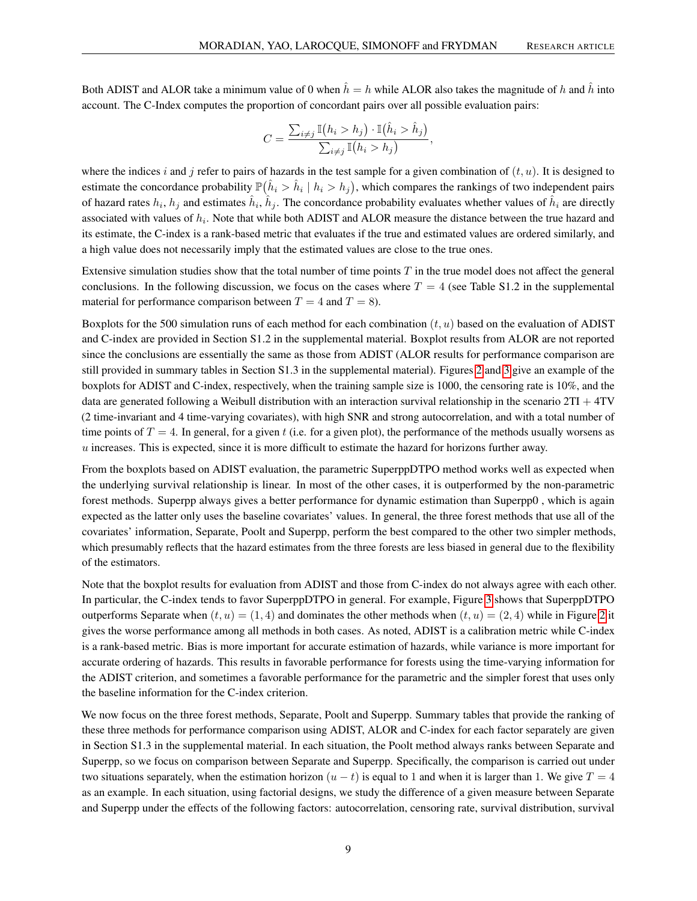Both ADIST and ALOR take a minimum value of 0 when $\hat{h} = h$ while ALOR also takes the magnitude of $h$ and $\hat{h}$ into account. The C-Index computes the proportion of concordant pairs over all possible evaluation pairs:

$$C = \frac{\sum_{i \neq j} \mathbb{I}(h_i > h_j) \cdot \mathbb{I}(\hat{h}_i > \hat{h}_j)}{\sum_{i \neq j} \mathbb{I}(h_i > h_j)},$$

where the indices $i$ and $j$ refer to pairs of hazards in the test sample for a given combination of $(t, u)$. It is designed to estimate the concordance probability $\mathbb{P}(\hat{h}_i > \hat{h}_i \mid h_i > h_j)$, which compares the rankings of two independent pairs of hazard rates $h_i$, $h_j$ and estimates $\hat{h}_i$, $\hat{h}_j$. The concordance probability evaluates whether values of $\hat{h}_i$ are directly associated with values of $h_i$. Note that while both ADIST and ALOR measure the distance between the true hazard and its estimate, the C-index is a rank-based metric that evaluates if the true and estimated values are ordered similarly, and a high value does not necessarily imply that the estimated values are close to the true ones.

Extensive simulation studies show that the total number of time points $T$ in the true model does not affect the general conclusions. In the following discussion, we focus on the cases where $T = 4$ (see Table S1.2 in the supplemental material for performance comparison between $T = 4$ and $T = 8$).

Boxplots for the 500 simulation runs of each method for each combination $(t, u)$ based on the evaluation of ADIST and C-index are provided in Section S1.2 in the supplemental material. Boxplot results from ALOR are not reported since the conclusions are essentially the same as those from ADIST (ALOR results for performance comparison are still provided in summary tables in Section S1.3 in the supplemental material). Figures 2 and 3 give an example of the boxplots for ADIST and C-index, respectively, when the training sample size is 1000, the censoring rate is 10%, and the data are generated following a Weibull distribution with an interaction survival relationship in the scenario 2TI + 4TV (2 time-invariant and 4 time-varying covariates), with high SNR and strong autocorrelation, and with a total number of time points of $T = 4$. In general, for a given $t$ (i.e. for a given plot), the performance of the methods usually worsens as $u$ increases. This is expected, since it is more difficult to estimate the hazard for horizons further away.

From the boxplots based on ADIST evaluation, the parametric SuperppDTPO method works well as expected when the underlying survival relationship is linear. In most of the other cases, it is outperformed by the non-parametric forest methods. Superpp always gives a better performance for dynamic estimation than Superpp0 , which is again expected as the latter only uses the baseline covariates' values. In general, the three forest methods that use all of the covariates' information, Separate, Poolt and Superpp, perform the best compared to the other two simpler methods, which presumably reflects that the hazard estimates from the three forests are less biased in general due to the flexibility of the estimators.

Note that the boxplot results for evaluation from ADIST and those from C-index do not always agree with each other. In particular, the C-index tends to favor SuperppDTPO in general. For example, Figure 3 shows that SuperppDTPO outperforms Separate when $(t, u) = (1, 4)$ and dominates the other methods when $(t, u) = (2, 4)$ while in Figure 2 it gives the worse performance among all methods in both cases. As noted, ADIST is a calibration metric while C-index is a rank-based metric. Bias is more important for accurate estimation of hazards, while variance is more important for accurate ordering of hazards. This results in favorable performance for forests using the time-varying information for the ADIST criterion, and sometimes a favorable performance for the parametric and the simpler forest that uses only the baseline information for the C-index criterion.

We now focus on the three forest methods, Separate, Poolt and Superpp. Summary tables that provide the ranking of these three methods for performance comparison using ADIST, ALOR and C-index for each factor separately are given in Section S1.3 in the supplemental material. In each situation, the Poolt method always ranks between Separate and Superpp, so we focus on comparison between Separate and Superpp. Specifically, the comparison is carried out under two situations separately, when the estimation horizon $(u - t)$ is equal to 1 and when it is larger than 1. We give $T = 4$ as an example. In each situation, using factorial designs, we study the difference of a given measure between Separate and Superpp under the effects of the following factors: autocorrelation, censoring rate, survival distribution, survival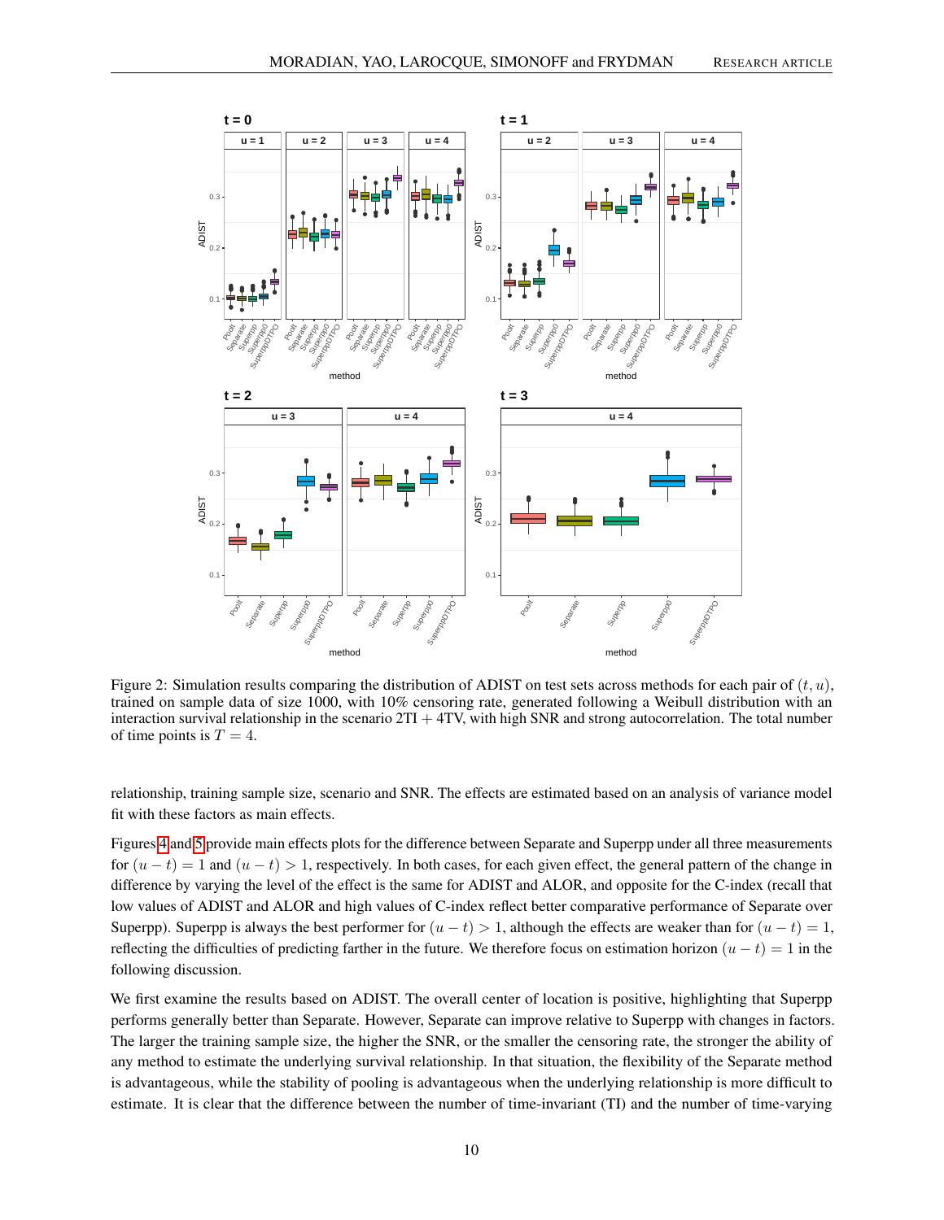Figure 2: Simulation results comparing the distribution of ADIST on test sets across methods for each pair of $(t, u)$, trained on sample data of size 1000, with 10% censoring rate, generated following a Weibull distribution with an interaction survival relationship in the scenario 2TI + 4TV, with high SNR and strong autocorrelation. The total number of time points is $T = 4$.

relationship, training sample size, scenario and SNR. The effects are estimated based on an analysis of variance model fit with these factors as main effects.

Figures 4 and 5 provide main effects plots for the difference between Separate and Superpp under all three measurements for $(u - t) = 1$ and $(u - t) > 1$, respectively. In both cases, for each given effect, the general pattern of the change in difference by varying the level of the effect is the same for ADIST and ALOR, and opposite for the C-index (recall that low values of ADIST and ALOR and high values of C-index reflect better comparative performance of Separate over Superpp). Superpp is always the best performer for $(u - t) > 1$, although the effects are weaker than for $(u - t) = 1$, reflecting the difficulties of predicting farther in the future. We therefore focus on estimation horizon $(u - t) = 1$ in the following discussion.

We first examine the results based on ADIST. The overall center of location is positive, highlighting that Superpp performs generally better than Separate. However, Separate can improve relative to Superpp with changes in factors. The larger the training sample size, the higher the SNR, or the smaller the censoring rate, the stronger the ability of any method to estimate the underlying survival relationship. In that situation, the flexibility of the Separate method is advantageous, while the stability of pooling is advantageous when the underlying relationship is more difficult to estimate. It is clear that the difference between the number of time-invariant (TI) and the number of time-varying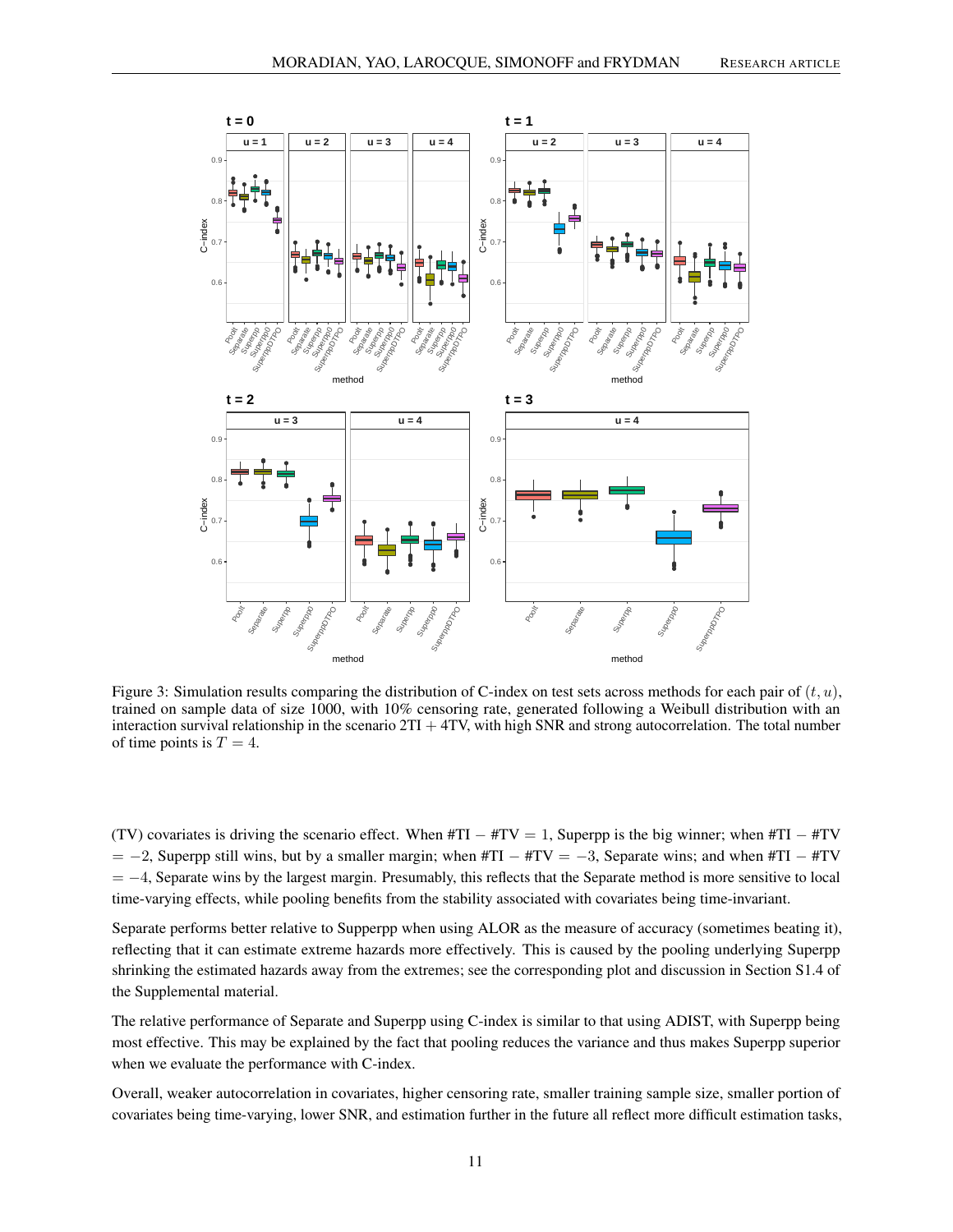Figure 3: Simulation results comparing the distribution of C-index on test sets across methods for each pair of $(t, u)$, trained on sample data of size 1000, with 10% censoring rate, generated following a Weibull distribution with an interaction survival relationship in the scenario 2TI + 4TV, with high SNR and strong autocorrelation. The total number of time points is $T = 4$.

(TV) covariates is driving the scenario effect. When #TI − #TV = 1, Superpp is the big winner; when #TI − #TV = −2, Superpp still wins, but by a smaller margin; when #TI − #TV = −3, Separate wins; and when #TI − #TV = −4, Separate wins by the largest margin. Presumably, this reflects that the Separate method is more sensitive to local time-varying effects, while pooling benefits from the stability associated with covariates being time-invariant.

Separate performs better relative to Supperpp when using ALOR as the measure of accuracy (sometimes beating it), reflecting that it can estimate extreme hazards more effectively. This is caused by the pooling underlying Superpp shrinking the estimated hazards away from the extremes; see the corresponding plot and discussion in Section S1.4 of the Supplemental material.

The relative performance of Separate and Superpp using C-index is similar to that using ADIST, with Superpp being most effective. This may be explained by the fact that pooling reduces the variance and thus makes Superpp superior when we evaluate the performance with C-index.

Overall, weaker autocorrelation in covariates, higher censoring rate, smaller training sample size, smaller portion of covariates being time-varying, lower SNR, and estimation further in the future all reflect more difficult estimation tasks,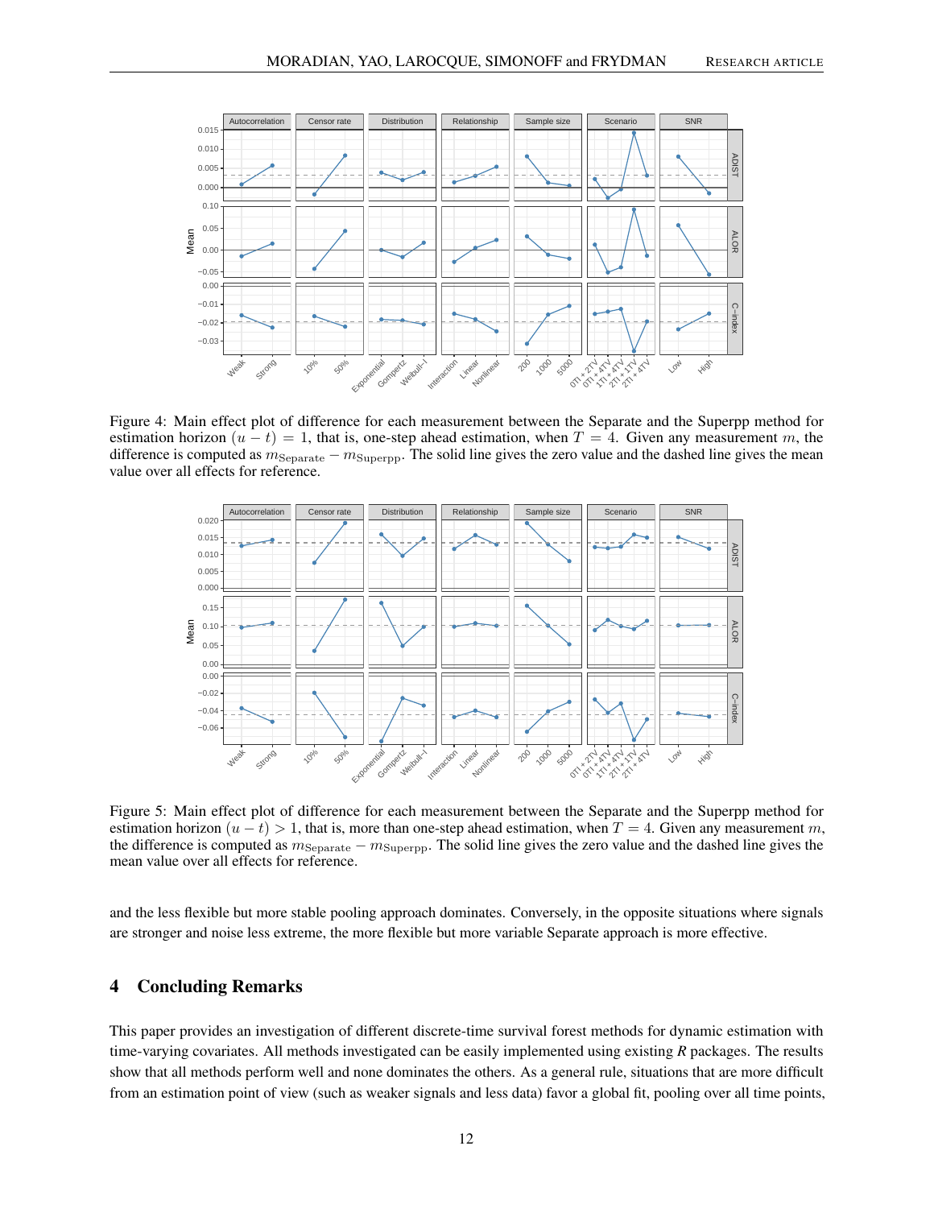Figure 4: Main effect plot of difference for each measurement between the Separate and the Superpp method for estimation horizon $(u - t) = 1$, that is, one-step ahead estimation, when $T = 4$. Given any measurement $m$, the difference is computed as $m_{\text{Separate}} - m_{\text{Superpp}}$. The solid line gives the zero value and the dashed line gives the mean value over all effects for reference.

Figure 5: Main effect plot of difference for each measurement between the Separate and the Superpp method for estimation horizon $(u - t) > 1$, that is, more than one-step ahead estimation, when $T = 4$. Given any measurement $m$, the difference is computed as $m_{\text{Separate}} - m_{\text{Superpp}}$. The solid line gives the zero value and the dashed line gives the mean value over all effects for reference.

and the less flexible but more stable pooling approach dominates. Conversely, in the opposite situations where signals are stronger and noise less extreme, the more flexible but more variable Separate approach is more effective.

## 4 Concluding Remarks

This paper provides an investigation of different discrete-time survival forest methods for dynamic estimation with time-varying covariates. All methods investigated can be easily implemented using existing *R* packages. The results show that all methods perform well and none dominates the others. As a general rule, situations that are more difficult from an estimation point of view (such as weaker signals and less data) favor a global fit, pooling over all time points,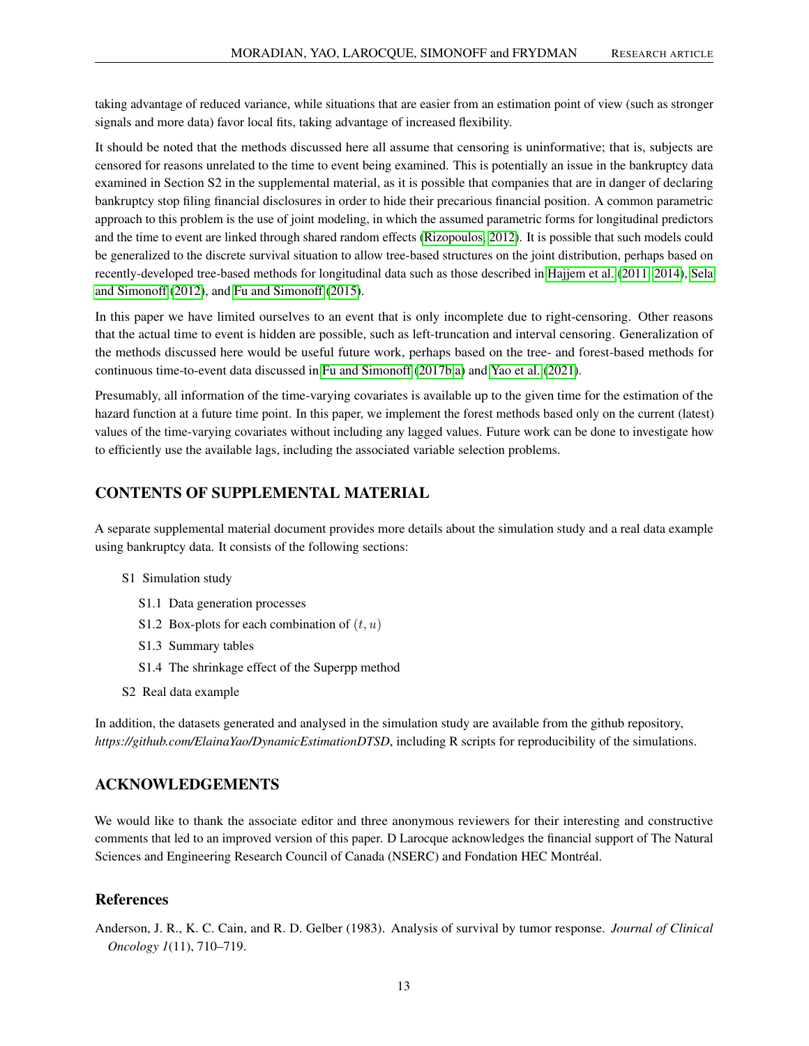taking advantage of reduced variance, while situations that are easier from an estimation point of view (such as stronger signals and more data) favor local fits, taking advantage of increased flexibility.

It should be noted that the methods discussed here all assume that censoring is uninformative; that is, subjects are censored for reasons unrelated to the time to event being examined. This is potentially an issue in the bankruptcy data examined in Section S2 in the supplemental material, as it is possible that companies that are in danger of declaring bankruptcy stop filing financial disclosures in order to hide their precarious financial position. A common parametric approach to this problem is the use of joint modeling, in which the assumed parametric forms for longitudinal predictors and the time to event are linked through shared random effects (Rizopoulos, 2012). It is possible that such models could be generalized to the discrete survival situation to allow tree-based structures on the joint distribution, perhaps based on recently-developed tree-based methods for longitudinal data such as those described in Hajjem et al. (2011, 2014), Sela and Simonoff (2012), and Fu and Simonoff (2015).

In this paper we have limited ourselves to an event that is only incomplete due to right-censoring. Other reasons that the actual time to event is hidden are possible, such as left-truncation and interval censoring. Generalization of the methods discussed here would be useful future work, perhaps based on the tree- and forest-based methods for continuous time-to-event data discussed in Fu and Simonoff (2017b,a) and Yao et al. (2021).

Presumably, all information of the time-varying covariates is available up to the given time for the estimation of the hazard function at a future time point. In this paper, we implement the forest methods based only on the current (latest) values of the time-varying covariates without including any lagged values. Future work can be done to investigate how to efficiently use the available lags, including the associated variable selection problems.

## CONTENTS OF SUPPLEMENTAL MATERIAL

A separate supplemental material document provides more details about the simulation study and a real data example using bankruptcy data. It consists of the following sections:

- S1 Simulation study
  - S1.1 Data generation processes
  - S1.2 Box-plots for each combination of $(t, u)$
  - S1.3 Summary tables
  - S1.4 The shrinkage effect of the Superpp method
- S2 Real data example

In addition, the datasets generated and analysed in the simulation study are available from the github repository, *https://github.com/ElainaYao/DynamicEstimationDTSD*, including R scripts for reproducibility of the simulations.

## ACKNOWLEDGEMENTS

We would like to thank the associate editor and three anonymous reviewers for their interesting and constructive comments that led to an improved version of this paper. D Larocque acknowledges the financial support of The Natural Sciences and Engineering Research Council of Canada (NSERC) and Fondation HEC Montréal.

## References

Anderson, J. R., K. C. Cain, and R. D. Gelber (1983). Analysis of survival by tumor response. *Journal of Clinical Oncology 1*(11), 710–719.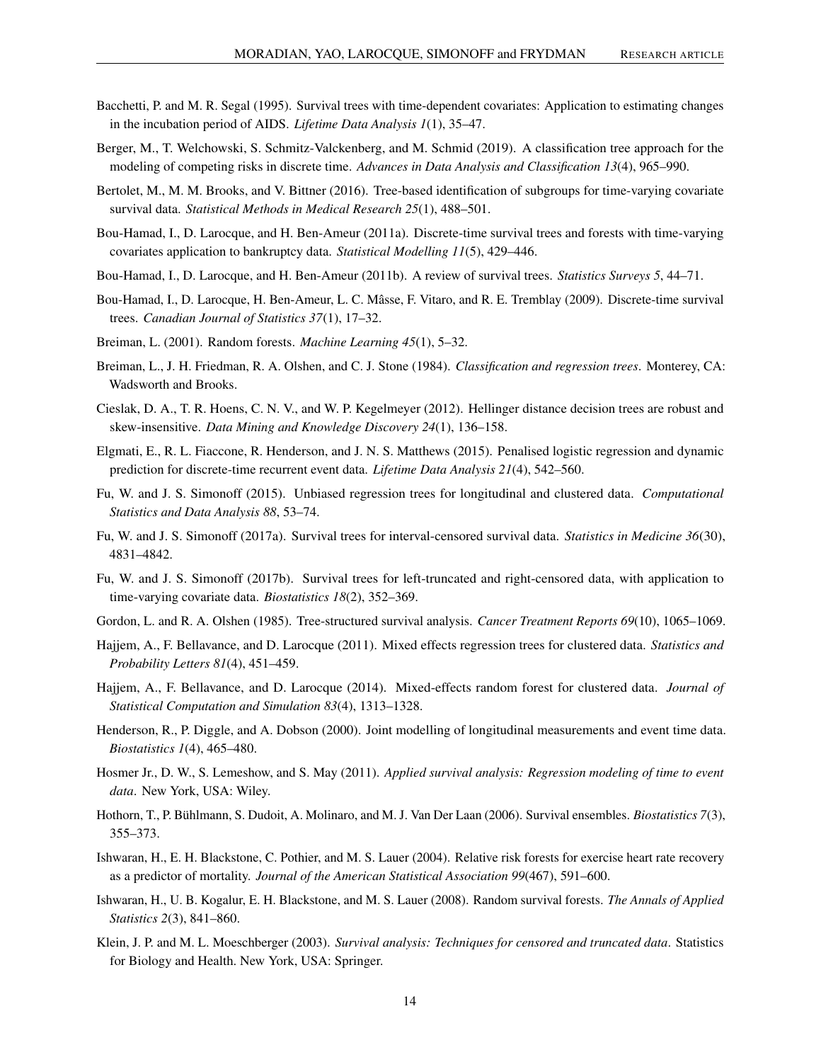Bacchetti, P. and M. R. Segal (1995). Survival trees with time-dependent covariates: Application to estimating changes in the incubation period of AIDS. *Lifetime Data Analysis 1*(1), 35–47.

Berger, M., T. Welchowski, S. Schmitz-Valckenberg, and M. Schmid (2019). A classification tree approach for the modeling of competing risks in discrete time. *Advances in Data Analysis and Classification 13*(4), 965–990.

Bertolet, M., M. M. Brooks, and V. Bittner (2016). Tree-based identification of subgroups for time-varying covariate survival data. *Statistical Methods in Medical Research 25*(1), 488–501.

Bou-Hamad, I., D. Larocque, and H. Ben-Ameur (2011a). Discrete-time survival trees and forests with time-varying covariates application to bankruptcy data. *Statistical Modelling 11*(5), 429–446.

Bou-Hamad, I., D. Larocque, and H. Ben-Ameur (2011b). A review of survival trees. *Statistics Surveys 5*, 44–71.

Bou-Hamad, I., D. Larocque, H. Ben-Ameur, L. C. Mâsse, F. Vitaro, and R. E. Tremblay (2009). Discrete-time survival trees. *Canadian Journal of Statistics 37*(1), 17–32.

Breiman, L. (2001). Random forests. *Machine Learning 45*(1), 5–32.

Breiman, L., J. H. Friedman, R. A. Olshen, and C. J. Stone (1984). *Classification and regression trees*. Monterey, CA: Wadsworth and Brooks.

Cieslak, D. A., T. R. Hoens, C. N. V., and W. P. Kegelmeyer (2012). Hellinger distance decision trees are robust and skew-insensitive. *Data Mining and Knowledge Discovery 24*(1), 136–158.

Elgmati, E., R. L. Fiaccone, R. Henderson, and J. N. S. Matthews (2015). Penalised logistic regression and dynamic prediction for discrete-time recurrent event data. *Lifetime Data Analysis 21*(4), 542–560.

Fu, W. and J. S. Simonoff (2015). Unbiased regression trees for longitudinal and clustered data. *Computational Statistics and Data Analysis 88*, 53–74.

Fu, W. and J. S. Simonoff (2017a). Survival trees for interval-censored survival data. *Statistics in Medicine 36*(30), 4831–4842.

Fu, W. and J. S. Simonoff (2017b). Survival trees for left-truncated and right-censored data, with application to time-varying covariate data. *Biostatistics 18*(2), 352–369.

Gordon, L. and R. A. Olshen (1985). Tree-structured survival analysis. *Cancer Treatment Reports 69*(10), 1065–1069.

Hajjem, A., F. Bellavance, and D. Larocque (2011). Mixed effects regression trees for clustered data. *Statistics and Probability Letters 81*(4), 451–459.

Hajjem, A., F. Bellavance, and D. Larocque (2014). Mixed-effects random forest for clustered data. *Journal of Statistical Computation and Simulation 83*(4), 1313–1328.

Henderson, R., P. Diggle, and A. Dobson (2000). Joint modelling of longitudinal measurements and event time data. *Biostatistics 1*(4), 465–480.

Hosmer Jr., D. W., S. Lemeshow, and S. May (2011). *Applied survival analysis: Regression modeling of time to event data*. New York, USA: Wiley.

Hothorn, T., P. Bühlmann, S. Dudoit, A. Molinaro, and M. J. Van Der Laan (2006). Survival ensembles. *Biostatistics 7*(3), 355–373.

Ishwaran, H., E. H. Blackstone, C. Pothier, and M. S. Lauer (2004). Relative risk forests for exercise heart rate recovery as a predictor of mortality. *Journal of the American Statistical Association 99*(467), 591–600.

Ishwaran, H., U. B. Kogalur, E. H. Blackstone, and M. S. Lauer (2008). Random survival forests. *The Annals of Applied Statistics 2*(3), 841–860.

Klein, J. P. and M. L. Moeschberger (2003). *Survival analysis: Techniques for censored and truncated data*. Statistics for Biology and Health. New York, USA: Springer.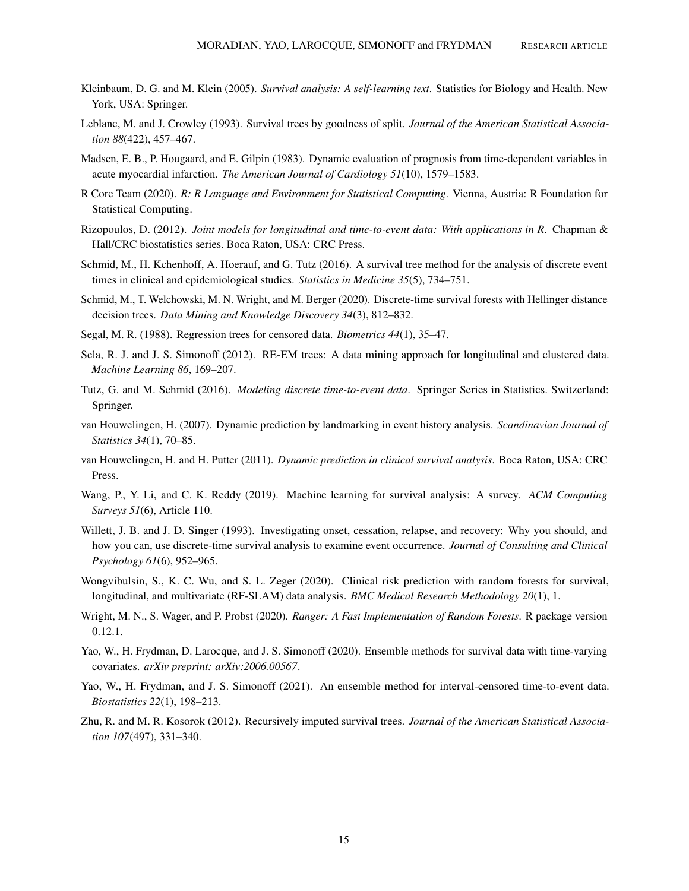Kleinbaum, D. G. and M. Klein (2005). *Survival analysis: A self-learning text.* Statistics for Biology and Health. New York, USA: Springer.

Leblanc, M. and J. Crowley (1993). Survival trees by goodness of split. *Journal of the American Statistical Association 88*(422), 457–467.

Madsen, E. B., P. Hougaard, and E. Gilpin (1983). Dynamic evaluation of prognosis from time-dependent variables in acute myocardial infarction. *The American Journal of Cardiology 51*(10), 1579–1583.

R Core Team (2020). *R: R Language and Environment for Statistical Computing*. Vienna, Austria: R Foundation for Statistical Computing.

Rizopoulos, D. (2012). *Joint models for longitudinal and time-to-event data: With applications in R*. Chapman & Hall/CRC biostatistics series. Boca Raton, USA: CRC Press.

Schmid, M., H. Kchenhoff, A. Hoerauf, and G. Tutz (2016). A survival tree method for the analysis of discrete event times in clinical and epidemiological studies. *Statistics in Medicine 35*(5), 734–751.

Schmid, M., T. Welchowski, M. N. Wright, and M. Berger (2020). Discrete-time survival forests with Hellinger distance decision trees. *Data Mining and Knowledge Discovery 34*(3), 812–832.

Segal, M. R. (1988). Regression trees for censored data. *Biometrics 44*(1), 35–47.

Sela, R. J. and J. S. Simonoff (2012). RE-EM trees: A data mining approach for longitudinal and clustered data. *Machine Learning 86*, 169–207.

Tutz, G. and M. Schmid (2016). *Modeling discrete time-to-event data*. Springer Series in Statistics. Switzerland: Springer.

van Houwelingen, H. (2007). Dynamic prediction by landmarking in event history analysis. *Scandinavian Journal of Statistics 34*(1), 70–85.

van Houwelingen, H. and H. Putter (2011). *Dynamic prediction in clinical survival analysis*. Boca Raton, USA: CRC Press.

Wang, P., Y. Li, and C. K. Reddy (2019). Machine learning for survival analysis: A survey. *ACM Computing Surveys 51*(6), Article 110.

Willett, J. B. and J. D. Singer (1993). Investigating onset, cessation, relapse, and recovery: Why you should, and how you can, use discrete-time survival analysis to examine event occurrence. *Journal of Consulting and Clinical Psychology 61*(6), 952–965.

Wongvibulsin, S., K. C. Wu, and S. L. Zeger (2020). Clinical risk prediction with random forests for survival, longitudinal, and multivariate (RF-SLAM) data analysis. *BMC Medical Research Methodology 20*(1), 1.

Wright, M. N., S. Wager, and P. Probst (2020). *Ranger: A Fast Implementation of Random Forests*. R package version 0.12.1.

Yao, W., H. Frydman, D. Larocque, and J. S. Simonoff (2020). Ensemble methods for survival data with time-varying covariates. *arXiv preprint: arXiv:2006.00567*.

Yao, W., H. Frydman, and J. S. Simonoff (2021). An ensemble method for interval-censored time-to-event data. *Biostatistics 22*(1), 198–213.

Zhu, R. and M. R. Kosorok (2012). Recursively imputed survival trees. *Journal of the American Statistical Association 107*(497), 331–340.